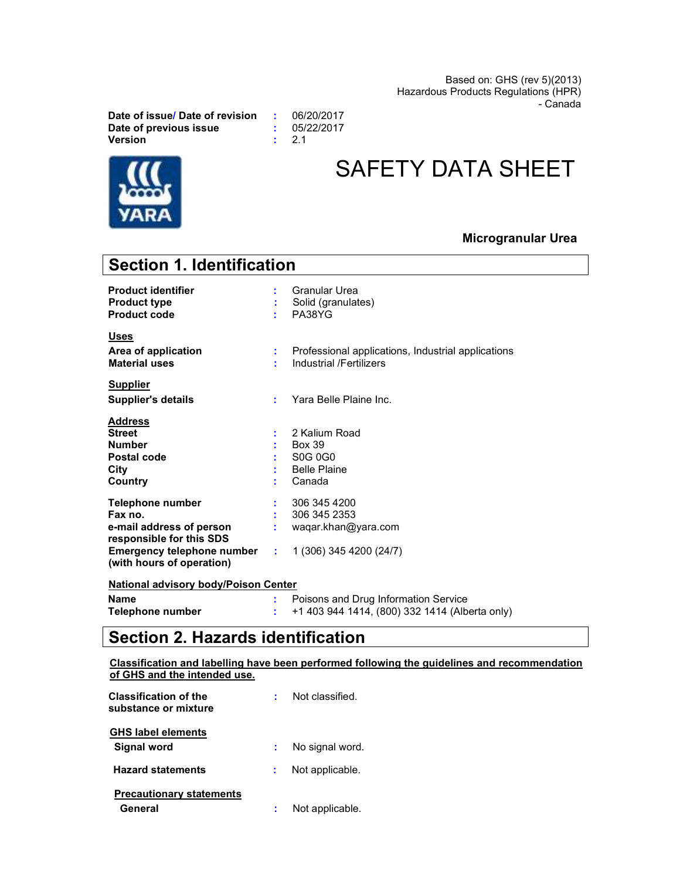Based on: GHS (rev 5)(2013)
Hazardous Products Regulations (HPR) - Canada

| | | |
|---|---|---|
| **Date of issue/ Date of revision** | : | 06/20/2017 |
| **Date of previous issue** | : | 05/22/2017 |
| **Version** | : | 2.1 |

# SAFETY DATA SHEET

**Microgranular Urea**

## Section 1. Identification

| | | |
|---|---|---|
| **Product identifier** | : | Granular Urea |
| **Product type** | : | Solid (granulates) |
| **Product code** | : | PA38YG |

**Uses**

| | | |
|---|---|---|
| **Area of application** | : | Professional applications, Industrial applications |
| **Material uses** | : | Industrial /Fertilizers |

**Supplier**

| | | |
|---|---|---|
| **Supplier's details** | : | Yara Belle Plaine Inc. |

**Address**

| | | |
|---|---|---|
| **Street** | : | 2 Kalium Road |
| **Number** | : | Box 39 |
| **Postal code** | : | S0G 0G0 |
| **City** | : | Belle Plaine |
| **Country** | : | Canada |

| | | |
|---|---|---|
| **Telephone number** | : | 306 345 4200 |
| **Fax no.** | : | 306 345 2353 |
| **e-mail address of person responsible for this SDS** | : | waqar.khan@yara.com |
| **Emergency telephone number (with hours of operation)** | : | 1 (306) 345 4200 (24/7) |

**National advisory body/Poison Center**

| | | |
|---|---|---|
| **Name** | : | Poisons and Drug Information Service |
| **Telephone number** | : | +1 403 944 1414, (800) 332 1414 (Alberta only) |

## Section 2. Hazards identification

**Classification and labelling have been performed following the guidelines and recommendation of GHS and the intended use.**

| | | |
|---|---|---|
| **Classification of the substance or mixture** | : | Not classified. |

**GHS label elements**

| | | |
|---|---|---|
| **Signal word** | : | No signal word. |
| **Hazard statements** | : | Not applicable. |

**Precautionary statements**

| | | |
|---|---|---|
| **General** | : | Not applicable. |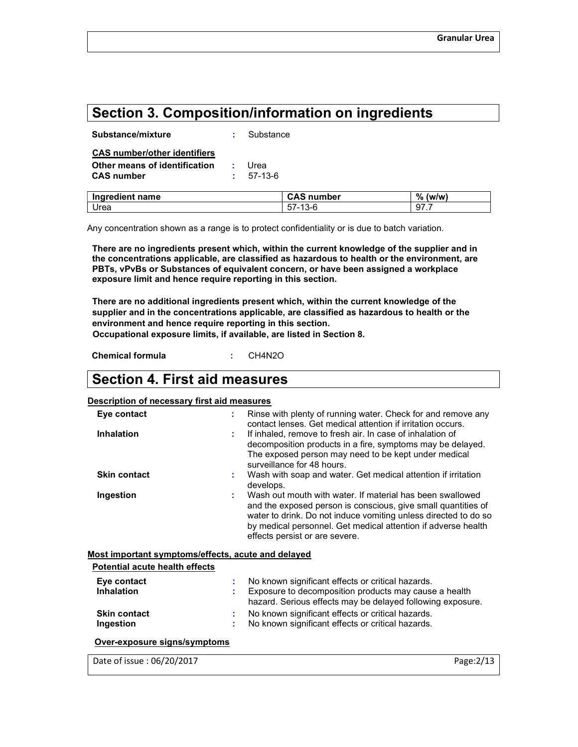## Section 3. Composition/information on ingredients

**Substance/mixture** : Substance

**CAS number/other identifiers**

**Other means of identification** : Urea

**CAS number** : 57-13-6

| Ingredient name | CAS number | % (w/w) |
|---|---|---|
| Urea | 57-13-6 | 97.7 |

Any concentration shown as a range is to protect confidentiality or is due to batch variation.

**There are no ingredients present which, within the current knowledge of the supplier and in the concentrations applicable, are classified as hazardous to health or the environment, are PBTs, vPvBs or Substances of equivalent concern, or have been assigned a workplace exposure limit and hence require reporting in this section.**

**There are no additional ingredients present which, within the current knowledge of the supplier and in the concentrations applicable, are classified as hazardous to health or the environment and hence require reporting in this section.**
**Occupational exposure limits, if available, are listed in Section 8.**

**Chemical formula** : $CH_4N_2O$

## Section 4. First aid measures

**Description of necessary first aid measures**

**Eye contact** : Rinse with plenty of running water. Check for and remove any contact lenses. Get medical attention if irritation occurs.

**Inhalation** : If inhaled, remove to fresh air. In case of inhalation of decomposition products in a fire, symptoms may be delayed. The exposed person may need to be kept under medical surveillance for 48 hours.

**Skin contact** : Wash with soap and water. Get medical attention if irritation develops.

**Ingestion** : Wash out mouth with water. If material has been swallowed and the exposed person is conscious, give small quantities of water to drink. Do not induce vomiting unless directed to do so by medical personnel. Get medical attention if adverse health effects persist or are severe.

**Most important symptoms/effects, acute and delayed**

**Potential acute health effects**

**Eye contact** : No known significant effects or critical hazards.

**Inhalation** : Exposure to decomposition products may cause a health hazard. Serious effects may be delayed following exposure.

**Skin contact** : No known significant effects or critical hazards.

**Ingestion** : No known significant effects or critical hazards.

**Over-exposure signs/symptoms**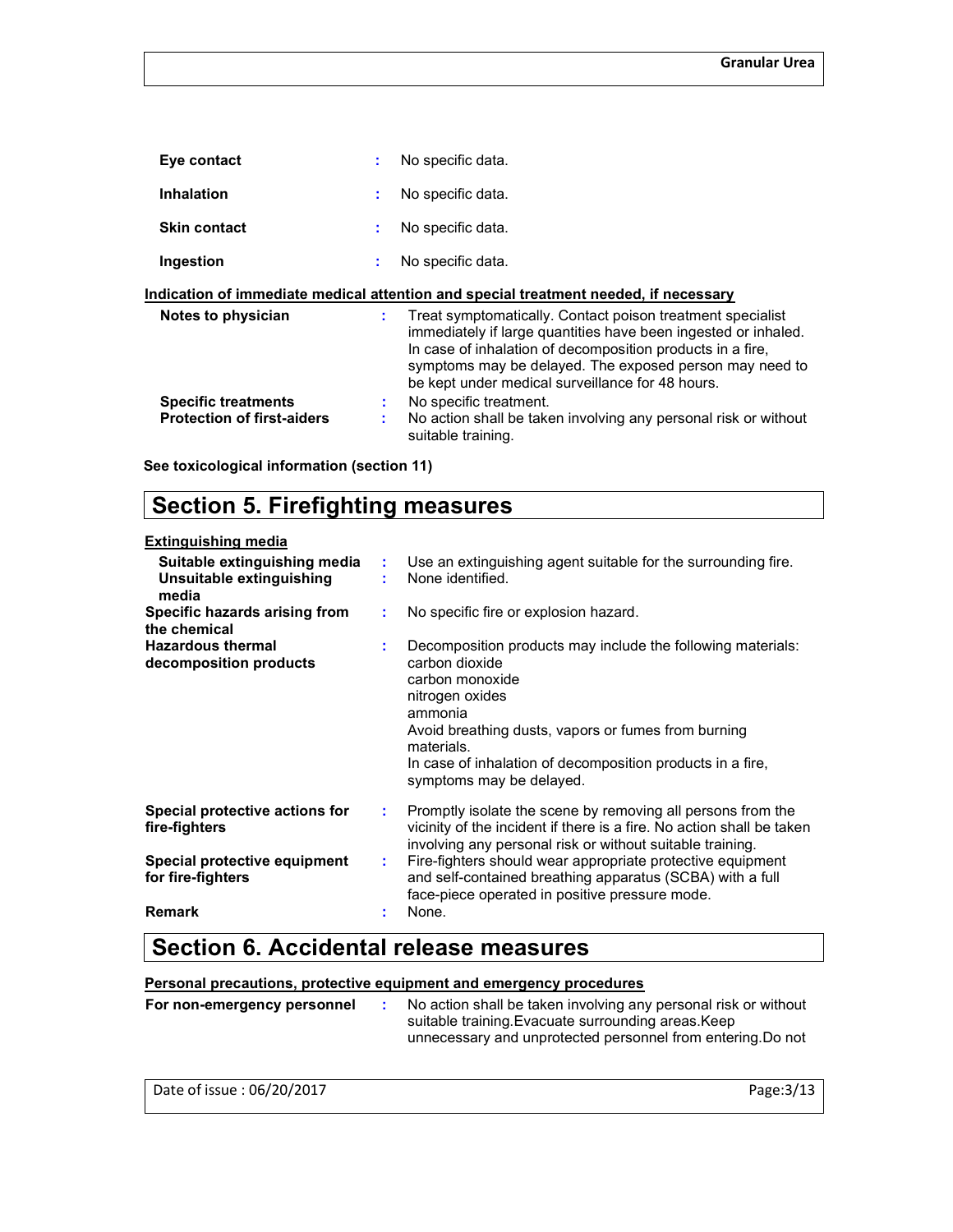| | | |
|---|---|---|
| **Eye contact** | : | No specific data. |
| **Inhalation** | : | No specific data. |
| **Skin contact** | : | No specific data. |
| **Ingestion** | : | No specific data. |

**Indication of immediate medical attention and special treatment needed, if necessary**

| | | |
|---|---|---|
| **Notes to physician** | : | Treat symptomatically. Contact poison treatment specialist immediately if large quantities have been ingested or inhaled. In case of inhalation of decomposition products in a fire, symptoms may be delayed. The exposed person may need to be kept under medical surveillance for 48 hours. |
| **Specific treatments** | : | No specific treatment. |
| **Protection of first-aiders** | : | No action shall be taken involving any personal risk or without suitable training. |

**See toxicological information (section 11)**

# Section 5. Firefighting measures

**Extinguishing media**

| | | |
|---|---|---|
| **Suitable extinguishing media** | : | Use an extinguishing agent suitable for the surrounding fire. |
| **Unsuitable extinguishing media** | : | None identified. |
| **Specific hazards arising from the chemical** | : | No specific fire or explosion hazard. |
| **Hazardous thermal decomposition products** | : | Decomposition products may include the following materials: carbon dioxide<br>carbon monoxide<br>nitrogen oxides<br>ammonia<br>Avoid breathing dusts, vapors or fumes from burning materials.<br>In case of inhalation of decomposition products in a fire, symptoms may be delayed. |
| **Special protective actions for fire-fighters** | : | Promptly isolate the scene by removing all persons from the vicinity of the incident if there is a fire. No action shall be taken involving any personal risk or without suitable training. |
| **Special protective equipment for fire-fighters** | : | Fire-fighters should wear appropriate protective equipment and self-contained breathing apparatus (SCBA) with a full face-piece operated in positive pressure mode. |
| **Remark** | : | None. |

# Section 6. Accidental release measures

**Personal precautions, protective equipment and emergency procedures**

| | | |
|---|---|---|
| **For non-emergency personnel** | : | No action shall be taken involving any personal risk or without suitable training.Evacuate surrounding areas.Keep unnecessary and unprotected personnel from entering.Do not |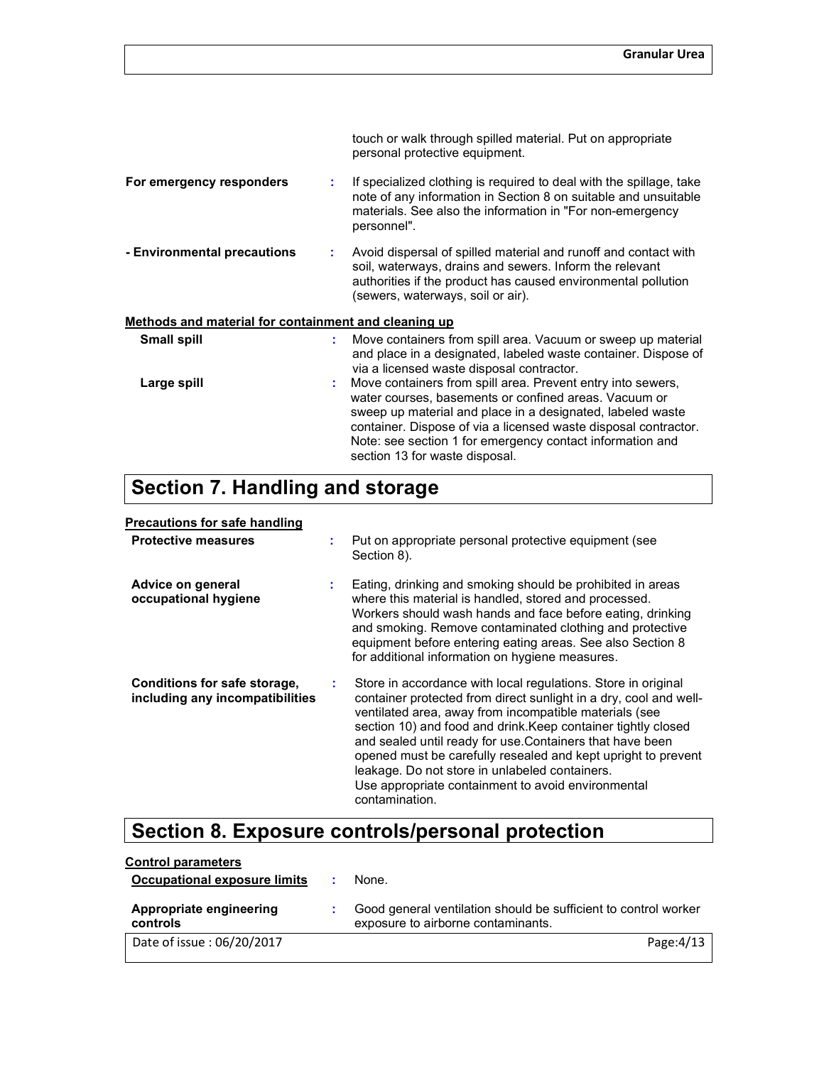touch or walk through spilled material. Put on appropriate personal protective equipment.

| | | |
|---|---|---|
| **For emergency responders** | : | If specialized clothing is required to deal with the spillage, take note of any information in Section 8 on suitable and unsuitable materials. See also the information in "For non-emergency personnel". |
| **- Environmental precautions** | : | Avoid dispersal of spilled material and runoff and contact with soil, waterways, drains and sewers. Inform the relevant authorities if the product has caused environmental pollution (sewers, waterways, soil or air). |

**Methods and material for containment and cleaning up**

| | | |
|---|---|---|
| **Small spill** | : | Move containers from spill area. Vacuum or sweep up material and place in a designated, labeled waste container. Dispose of via a licensed waste disposal contractor. |
| **Large spill** | : | Move containers from spill area. Prevent entry into sewers, water courses, basements or confined areas. Vacuum or sweep up material and place in a designated, labeled waste container. Dispose of via a licensed waste disposal contractor. Note: see section 1 for emergency contact information and section 13 for waste disposal. |

# Section 7. Handling and storage

**Precautions for safe handling**

| | | |
|---|---|---|
| **Protective measures** | : | Put on appropriate personal protective equipment (see Section 8). |
| **Advice on general occupational hygiene** | : | Eating, drinking and smoking should be prohibited in areas where this material is handled, stored and processed. Workers should wash hands and face before eating, drinking and smoking. Remove contaminated clothing and protective equipment before entering eating areas. See also Section 8 for additional information on hygiene measures. |
| **Conditions for safe storage, including any incompatibilities** | : | Store in accordance with local regulations. Store in original container protected from direct sunlight in a dry, cool and well-ventilated area, away from incompatible materials (see section 10) and food and drink.Keep container tightly closed and sealed until ready for use.Containers that have been opened must be carefully resealed and kept upright to prevent leakage. Do not store in unlabeled containers. Use appropriate containment to avoid environmental contamination. |

# Section 8. Exposure controls/personal protection

**Control parameters**

| | | |
|---|---|---|
| **Occupational exposure limits** | : | None. |
| **Appropriate engineering controls** | : | Good general ventilation should be sufficient to control worker exposure to airborne contaminants. |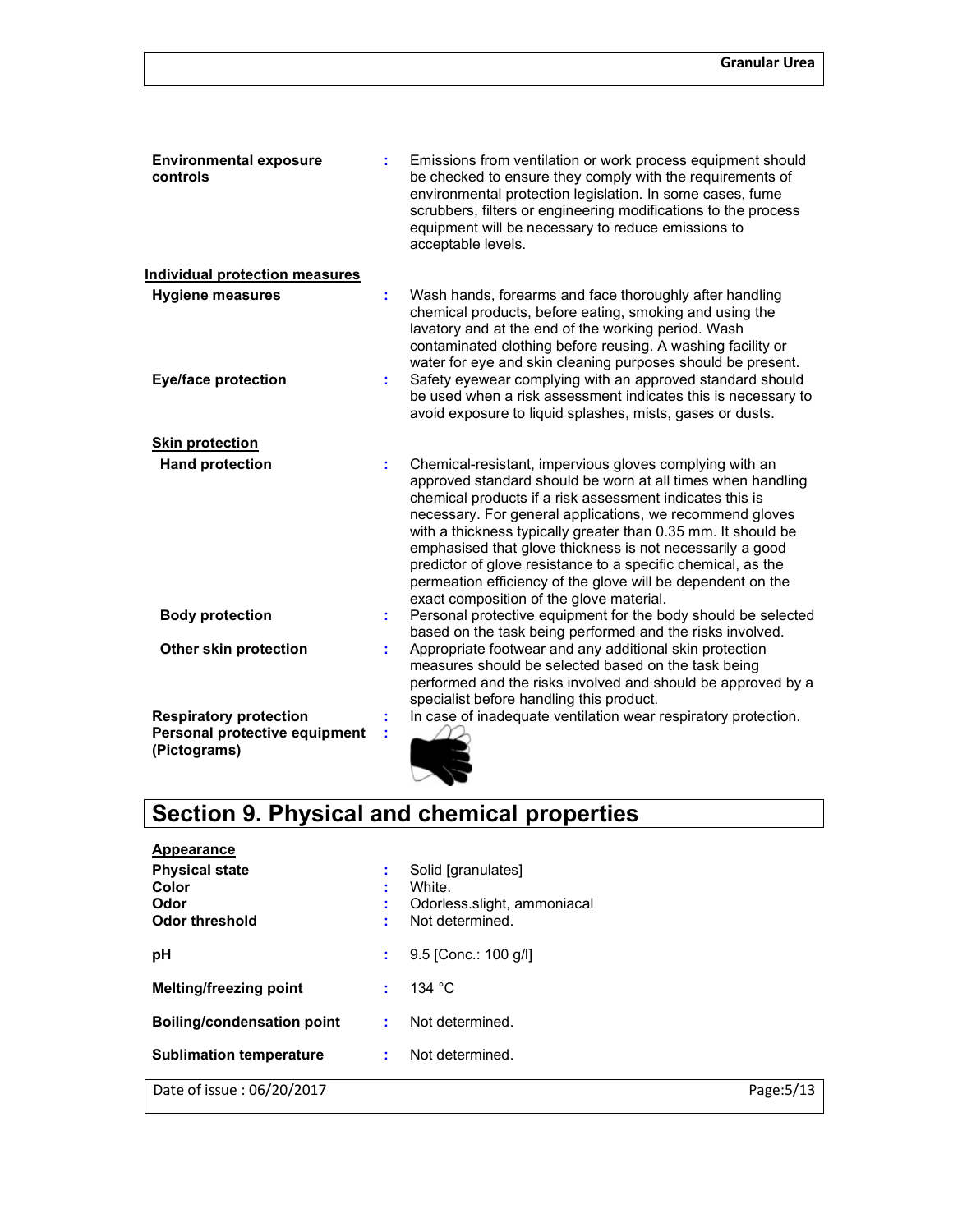**Environmental exposure controls** : Emissions from ventilation or work process equipment should be checked to ensure they comply with the requirements of environmental protection legislation. In some cases, fume scrubbers, filters or engineering modifications to the process equipment will be necessary to reduce emissions to acceptable levels.

**Individual protection measures**

**Hygiene measures** : Wash hands, forearms and face thoroughly after handling chemical products, before eating, smoking and using the lavatory and at the end of the working period. Wash contaminated clothing before reusing. A washing facility or water for eye and skin cleaning purposes should be present.

**Eye/face protection** : Safety eyewear complying with an approved standard should be used when a risk assessment indicates this is necessary to avoid exposure to liquid splashes, mists, gases or dusts.

**Skin protection**

**Hand protection** : Chemical-resistant, impervious gloves complying with an approved standard should be worn at all times when handling chemical products if a risk assessment indicates this is necessary. For general applications, we recommend gloves with a thickness typically greater than 0.35 mm. It should be emphasised that glove thickness is not necessarily a good predictor of glove resistance to a specific chemical, as the permeation efficiency of the glove will be dependent on the exact composition of the glove material.

**Body protection** : Personal protective equipment for the body should be selected based on the task being performed and the risks involved.

**Other skin protection** : Appropriate footwear and any additional skin protection measures should be selected based on the task being performed and the risks involved and should be approved by a specialist before handling this product.

**Respiratory protection** : In case of inadequate ventilation wear respiratory protection.

**Personal protective equipment (Pictograms)** :

# Section 9. Physical and chemical properties

**Appearance**

**Physical state** : Solid [granulates]

**Color** : White.

**Odor** : Odorless.slight, ammoniacal

**Odor threshold** : Not determined.

**pH** : 9.5 [Conc.: 100 g/l]

**Melting/freezing point** : 134 °C

**Boiling/condensation point** : Not determined.

**Sublimation temperature** : Not determined.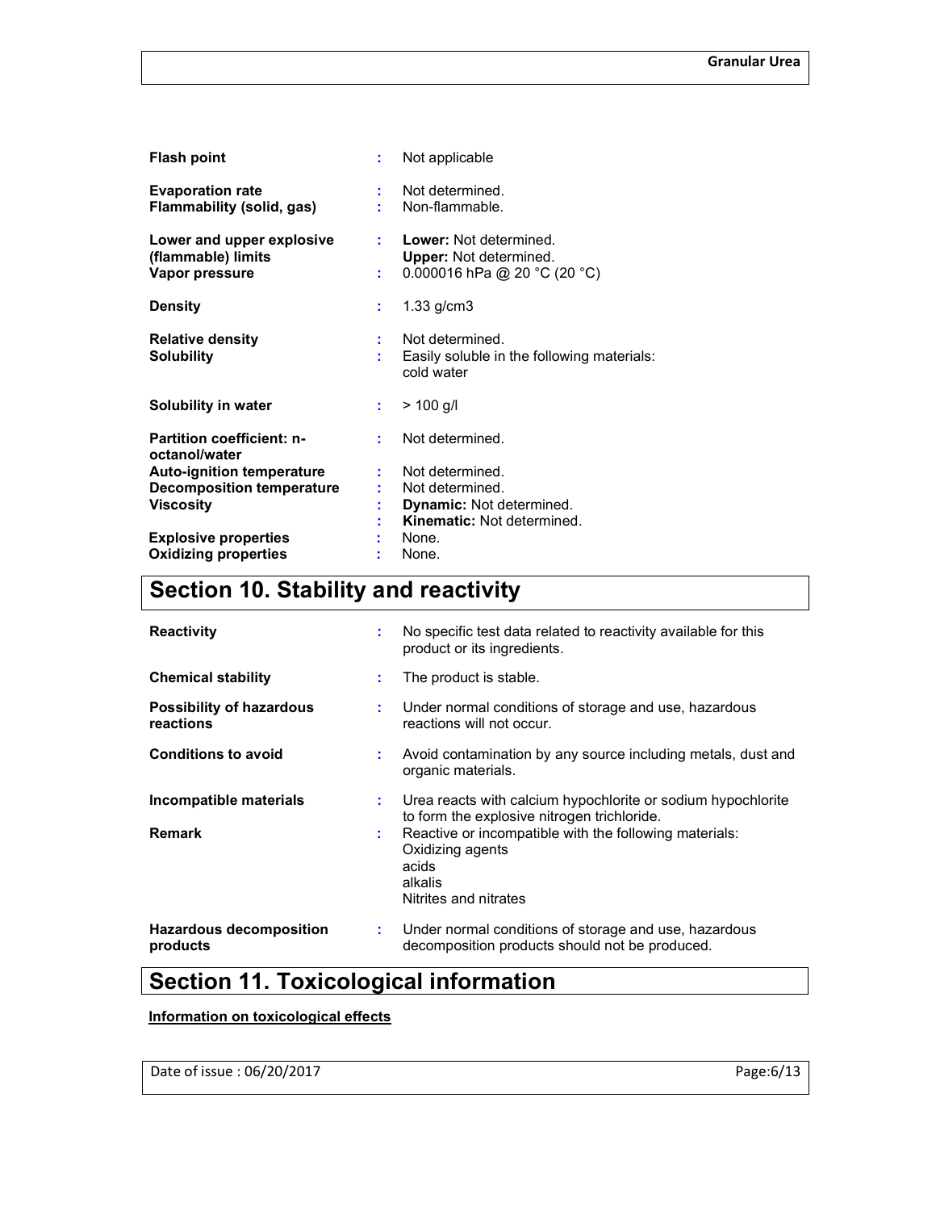| | | |
|---|---|---|
| **Flash point** | : | Not applicable |
| **Evaporation rate** | : | Not determined. |
| **Flammability (solid, gas)** | : | Non-flammable. |
| **Lower and upper explosive (flammable) limits** | : | **Lower:** Not determined.<br>**Upper:** Not determined. |
| **Vapor pressure** | : | 0.000016 hPa @ 20 °C (20 °C) |
| **Density** | : | 1.33 g/cm3 |
| **Relative density** | : | Not determined. |
| **Solubility** | : | Easily soluble in the following materials: cold water |
| **Solubility in water** | : | > 100 g/l |
| **Partition coefficient: n-octanol/water** | : | Not determined. |
| **Auto-ignition temperature** | : | Not determined. |
| **Decomposition temperature** | : | Not determined. |
| **Viscosity** | : | **Dynamic:** Not determined.<br>**Kinematic:** Not determined. |
| **Explosive properties** | : | None. |
| **Oxidizing properties** | : | None. |

# Section 10. Stability and reactivity

| | | |
|---|---|---|
| **Reactivity** | : | No specific test data related to reactivity available for this product or its ingredients. |
| **Chemical stability** | : | The product is stable. |
| **Possibility of hazardous reactions** | : | Under normal conditions of storage and use, hazardous reactions will not occur. |
| **Conditions to avoid** | : | Avoid contamination by any source including metals, dust and organic materials. |
| **Incompatible materials** | : | Urea reacts with calcium hypochlorite or sodium hypochlorite to form the explosive nitrogen trichloride. |
| **Remark** | : | Reactive or incompatible with the following materials:<br>Oxidizing agents<br>acids<br>alkalis<br>Nitrites and nitrates |
| **Hazardous decomposition products** | : | Under normal conditions of storage and use, hazardous decomposition products should not be produced. |

# Section 11. Toxicological information

**Information on toxicological effects**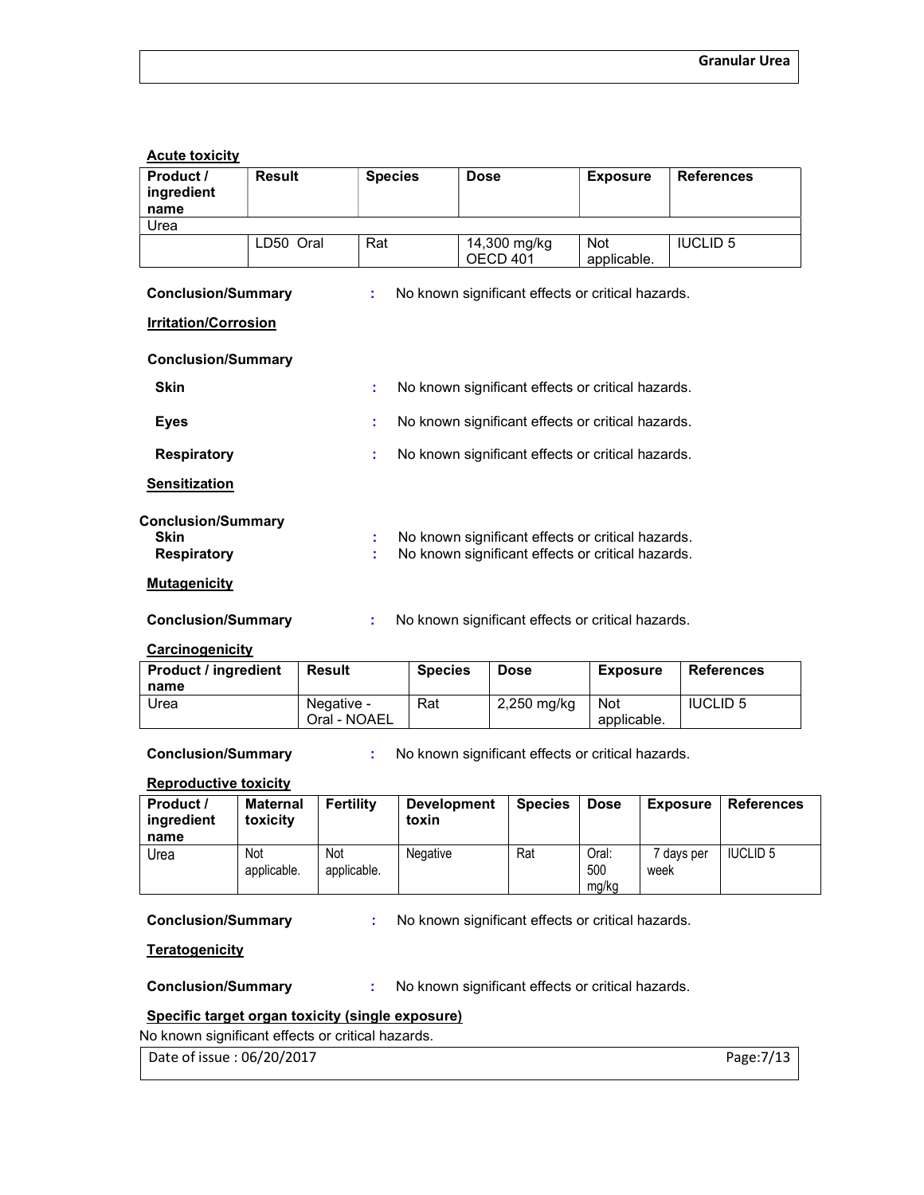**Acute toxicity**

| Product / ingredient name | Result | Species | Dose | Exposure | References |
|---|---|---|---|---|---|
| Urea | | | | | |
| | LD50 Oral | Rat | 14,300 mg/kg OECD 401 | Not applicable. | IUCLID 5 |

**Conclusion/Summary** : No known significant effects or critical hazards.

**Irritation/Corrosion**

**Conclusion/Summary**

**Skin** : No known significant effects or critical hazards.

**Eyes** : No known significant effects or critical hazards.

**Respiratory** : No known significant effects or critical hazards.

**Sensitization**

**Conclusion/Summary**
**Skin** : No known significant effects or critical hazards.
**Respiratory** : No known significant effects or critical hazards.

**Mutagenicity**

**Conclusion/Summary** : No known significant effects or critical hazards.

**Carcinogenicity**

| Product / ingredient name | Result | Species | Dose | Exposure | References |
|---|---|---|---|---|---|
| Urea | Negative - Oral - NOAEL | Rat | 2,250 mg/kg | Not applicable. | IUCLID 5 |

**Conclusion/Summary** : No known significant effects or critical hazards.

**Reproductive toxicity**

| Product / ingredient name | Maternal toxicity | Fertility | Development toxin | Species | Dose | Exposure | References |
|---|---|---|---|---|---|---|---|
| Urea | Not applicable. | Not applicable. | Negative | Rat | Oral: 500 mg/kg | 7 days per week | IUCLID 5 |

**Conclusion/Summary** : No known significant effects or critical hazards.

**Teratogenicity**

**Conclusion/Summary** : No known significant effects or critical hazards.

**Specific target organ toxicity (single exposure)**

No known significant effects or critical hazards.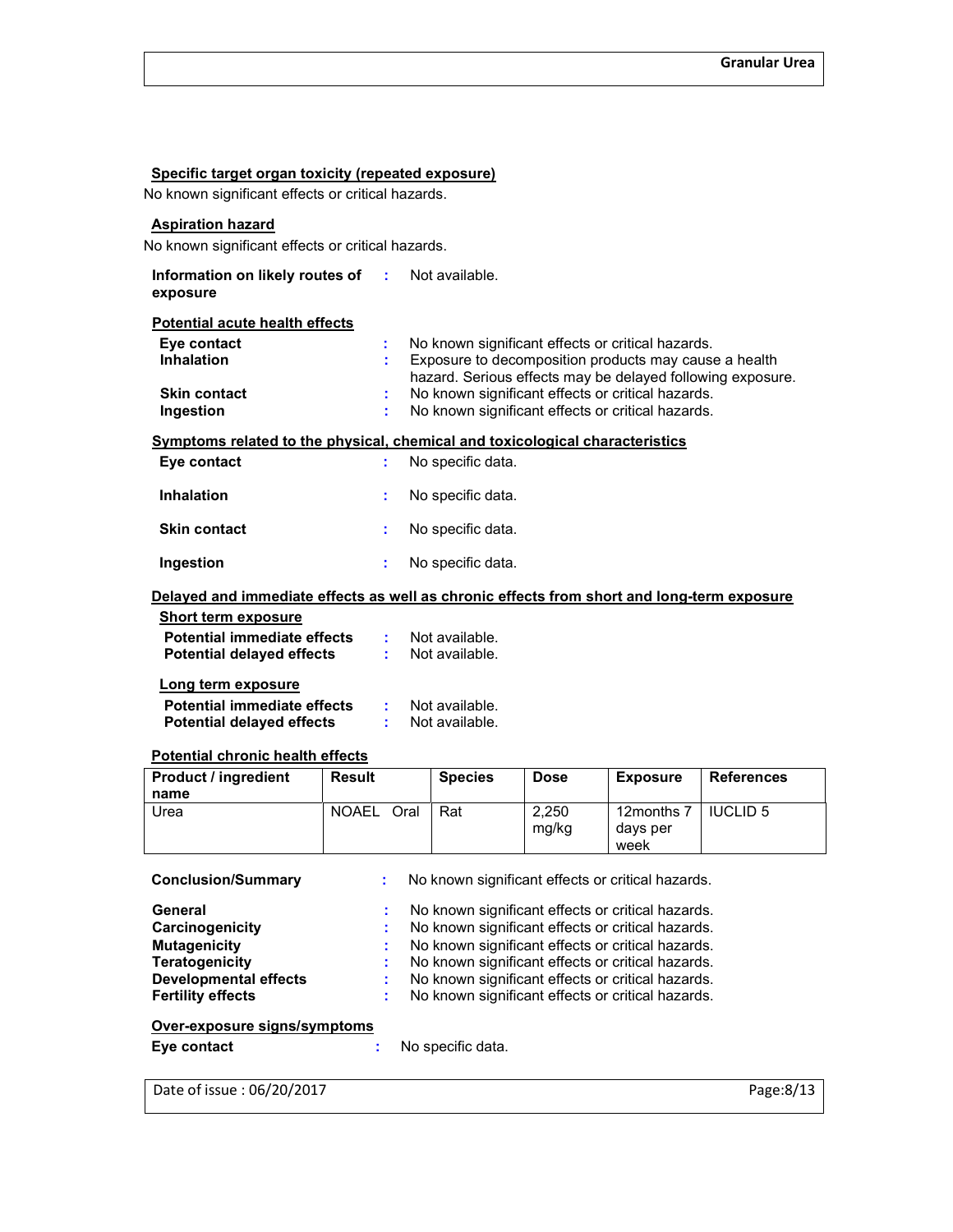#### Specific target organ toxicity (repeated exposure)

No known significant effects or critical hazards.

#### Aspiration hazard

No known significant effects or critical hazards.

**Information on likely routes of exposure** : Not available.

#### Potential acute health effects

**Eye contact** : No known significant effects or critical hazards.
**Inhalation** : Exposure to decomposition products may cause a health hazard. Serious effects may be delayed following exposure.
**Skin contact** : No known significant effects or critical hazards.
**Ingestion** : No known significant effects or critical hazards.

#### Symptoms related to the physical, chemical and toxicological characteristics

**Eye contact** : No specific data.

**Inhalation** : No specific data.

**Skin contact** : No specific data.

**Ingestion** : No specific data.

#### Delayed and immediate effects as well as chronic effects from short and long-term exposure

**Short term exposure**

**Potential immediate effects** : Not available.
**Potential delayed effects** : Not available.

**Long term exposure**

**Potential immediate effects** : Not available.
**Potential delayed effects** : Not available.

#### Potential chronic health effects

| Product / ingredient name | Result | Species | Dose | Exposure | References |
|---|---|---|---|---|---|
| Urea | NOAEL Oral | Rat | 2,250 mg/kg | 12months 7 days per week | IUCLID 5 |

**Conclusion/Summary** : No known significant effects or critical hazards.

**General** : No known significant effects or critical hazards.
**Carcinogenicity** : No known significant effects or critical hazards.
**Mutagenicity** : No known significant effects or critical hazards.
**Teratogenicity** : No known significant effects or critical hazards.
**Developmental effects** : No known significant effects or critical hazards.
**Fertility effects** : No known significant effects or critical hazards.

#### Over-exposure signs/symptoms

**Eye contact** : No specific data.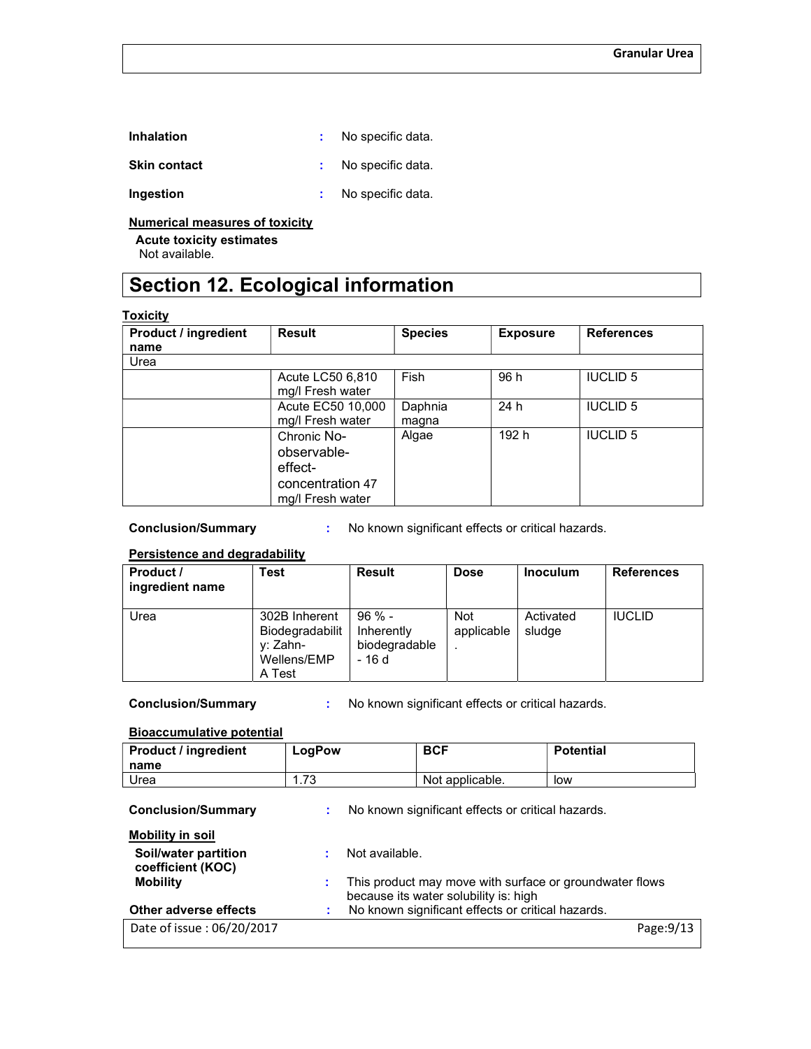**Inhalation** : No specific data.

**Skin contact** : No specific data.

**Ingestion** : No specific data.

**Numerical measures of toxicity**

**Acute toxicity estimates**

Not available.

# Section 12. Ecological information

**Toxicity**

| Product / ingredient name | Result | Species | Exposure | References |
|---|---|---|---|---|
| Urea | | | | |
| | Acute LC50 6,810 mg/l Fresh water | Fish | 96 h | IUCLID 5 |
| | Acute EC50 10,000 mg/l Fresh water | Daphnia magna | 24 h | IUCLID 5 |
| | Chronic No-observable-effect-concentration 47 mg/l Fresh water | Algae | 192 h | IUCLID 5 |

**Conclusion/Summary** : No known significant effects or critical hazards.

**Persistence and degradability**

| Product / ingredient name | Test | Result | Dose | Inoculum | References |
|---|---|---|---|---|---|
| Urea | 302B Inherent Biodegradability: Zahn-Wellens/EMPA Test | 96 % - Inherently biodegradable - 16 d | Not applicable. | Activated sludge | IUCLID |

**Conclusion/Summary** : No known significant effects or critical hazards.

**Bioaccumulative potential**

| Product / ingredient name | LogPow | BCF | Potential |
|---|---|---|---|
| Urea | 1.73 | Not applicable. | low |

**Conclusion/Summary** : No known significant effects or critical hazards.

**Mobility in soil**

**Soil/water partition coefficient (KOC)** : Not available.

**Mobility** : This product may move with surface or groundwater flows because its water solubility is: high

**Other adverse effects** : No known significant effects or critical hazards.

Date of issue : 06/20/2017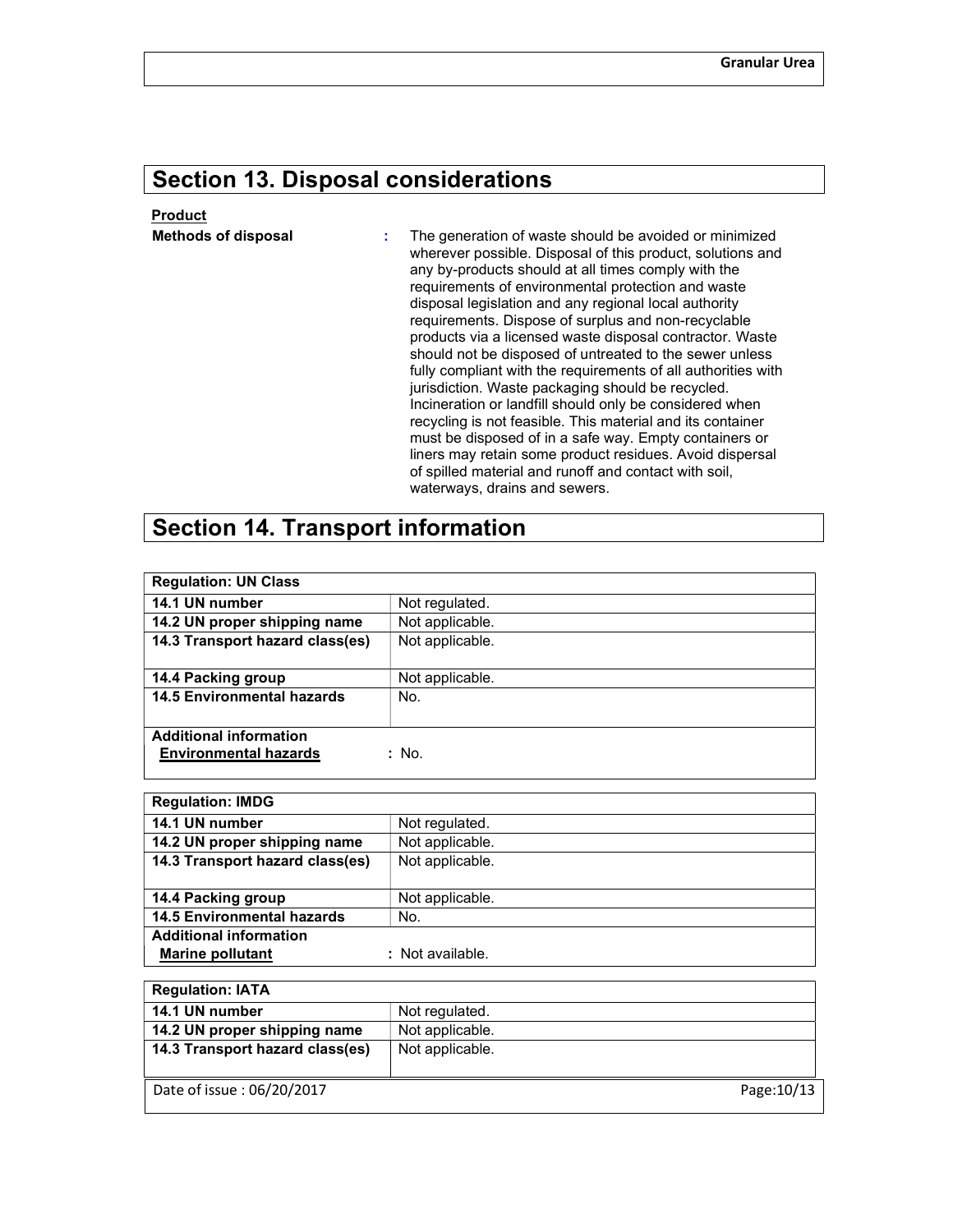## Section 13. Disposal considerations

**Product**

**Methods of disposal** : The generation of waste should be avoided or minimized wherever possible. Disposal of this product, solutions and any by-products should at all times comply with the requirements of environmental protection and waste disposal legislation and any regional local authority requirements. Dispose of surplus and non-recyclable products via a licensed waste disposal contractor. Waste should not be disposed of untreated to the sewer unless fully compliant with the requirements of all authorities with jurisdiction. Waste packaging should be recycled. Incineration or landfill should only be considered when recycling is not feasible. This material and its container must be disposed of in a safe way. Empty containers or liners may retain some product residues. Avoid dispersal of spilled material and runoff and contact with soil, waterways, drains and sewers.

## Section 14. Transport information

| **Regulation: UN Class** | |
|---|---|
| **14.1 UN number** | Not regulated. |
| **14.2 UN proper shipping name** | Not applicable. |
| **14.3 Transport hazard class(es)** | Not applicable. |
| **14.4 Packing group** | Not applicable. |
| **14.5 Environmental hazards** | No. |
| **Additional information** | |
| **Environmental hazards** | : No. |

| **Regulation: IMDG** | |
|---|---|
| **14.1 UN number** | Not regulated. |
| **14.2 UN proper shipping name** | Not applicable. |
| **14.3 Transport hazard class(es)** | Not applicable. |
| **14.4 Packing group** | Not applicable. |
| **14.5 Environmental hazards** | No. |
| **Additional information** | |
| **Marine pollutant** | : Not available. |

| **Regulation: IATA** | |
|---|---|
| **14.1 UN number** | Not regulated. |
| **14.2 UN proper shipping name** | Not applicable. |
| **14.3 Transport hazard class(es)** | Not applicable. |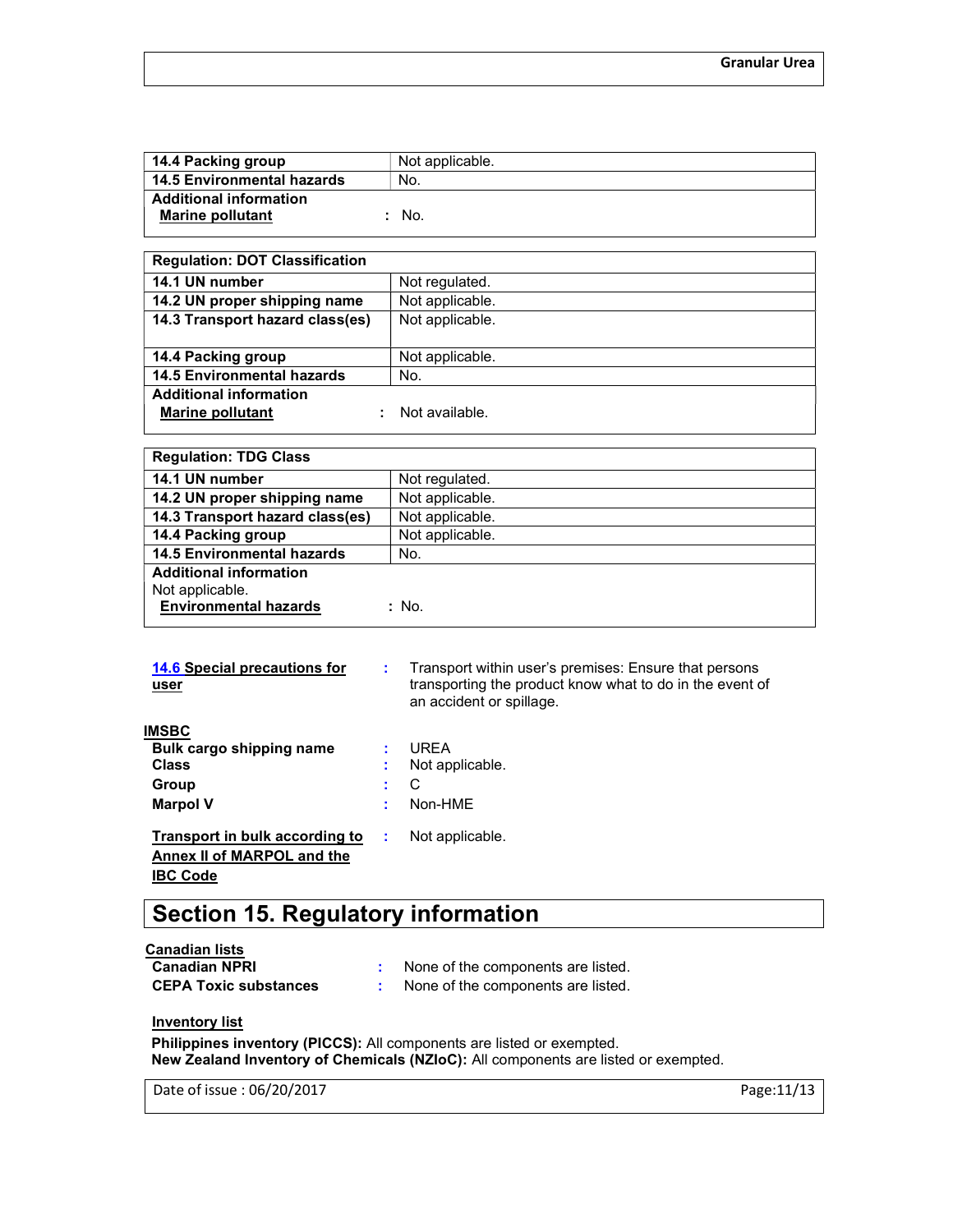| 14.4 Packing group | Not applicable. |
| --- | --- |
| 14.5 Environmental hazards | No. |
| **Additional information** | |
| **Marine pollutant** | No. |

| Regulation: DOT Classification | |
| --- | --- |
| 14.1 UN number | Not regulated. |
| 14.2 UN proper shipping name | Not applicable. |
| 14.3 Transport hazard class(es) | Not applicable. |
| 14.4 Packing group | Not applicable. |
| 14.5 Environmental hazards | No. |
| **Additional information** | |
| **Marine pollutant** | Not available. |

| Regulation: TDG Class | |
| --- | --- |
| 14.1 UN number | Not regulated. |
| 14.2 UN proper shipping name | Not applicable. |
| 14.3 Transport hazard class(es) | Not applicable. |
| 14.4 Packing group | Not applicable. |
| 14.5 Environmental hazards | No. |
| **Additional information** | |
| Not applicable. | |
| **Environmental hazards** | No. |

**14.6 Special precautions for user** : Transport within user's premises: Ensure that persons transporting the product know what to do in the event of an accident or spillage.

**IMSBC**

**Bulk cargo shipping name** : UREA
**Class** : Not applicable.
**Group** : C
**Marpol V** : Non-HME

**Transport in bulk according to Annex II of MARPOL and the IBC Code** : Not applicable.

# Section 15. Regulatory information

**Canadian lists**

**Canadian NPRI** : None of the components are listed.
**CEPA Toxic substances** : None of the components are listed.

**Inventory list**

**Philippines inventory (PICCS):** All components are listed or exempted.
**New Zealand Inventory of Chemicals (NZIoC):** All components are listed or exempted.

Date of issue : 06/20/2017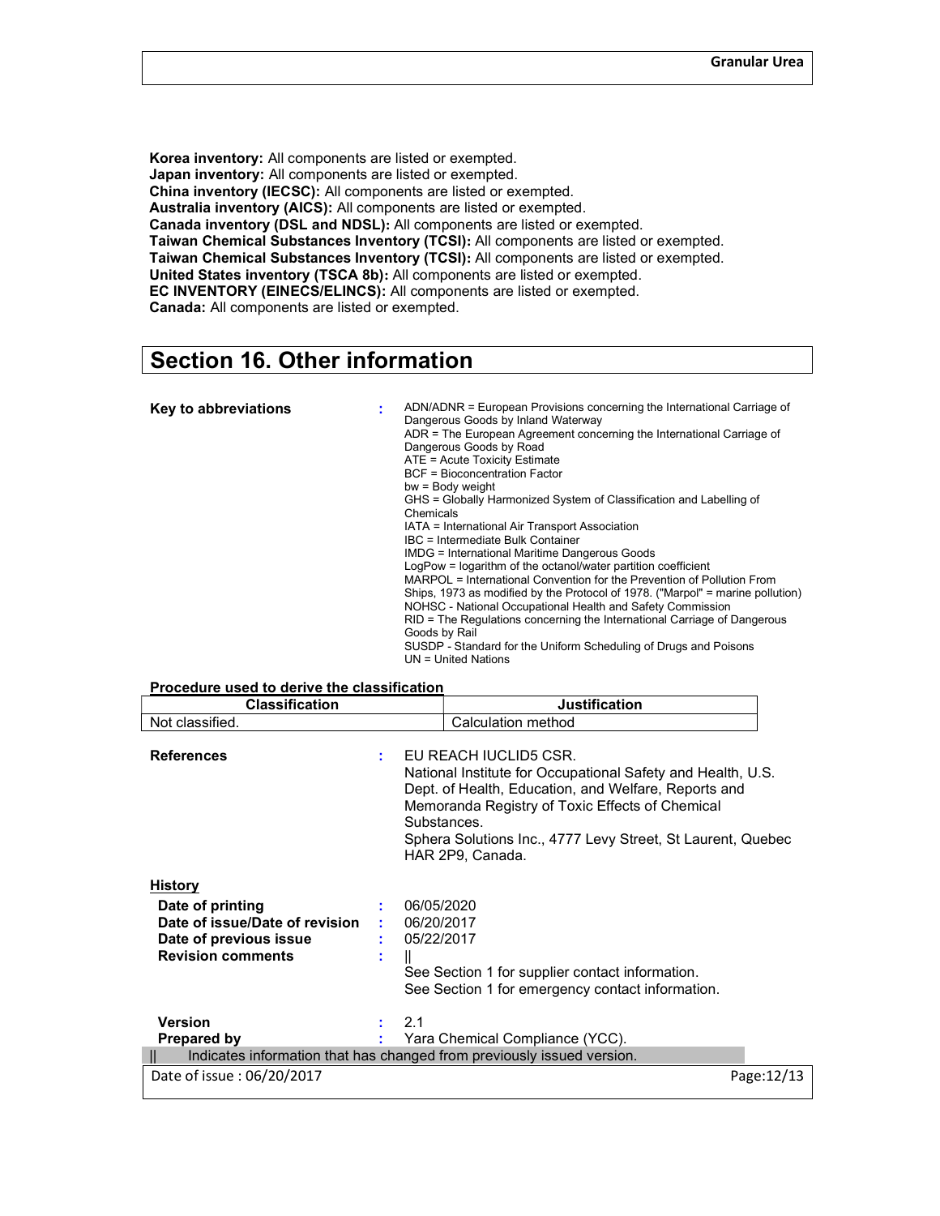**Korea inventory:** All components are listed or exempted.
**Japan inventory:** All components are listed or exempted.
**China inventory (IECSC):** All components are listed or exempted.
**Australia inventory (AICS):** All components are listed or exempted.
**Canada inventory (DSL and NDSL):** All components are listed or exempted.
**Taiwan Chemical Substances Inventory (TCSI):** All components are listed or exempted.
**Taiwan Chemical Substances Inventory (TCSI):** All components are listed or exempted.
**United States inventory (TSCA 8b):** All components are listed or exempted.
**EC INVENTORY (EINECS/ELINCS):** All components are listed or exempted.
**Canada:** All components are listed or exempted.

# Section 16. Other information

**Key to abbreviations** :
ADN/ADNR = European Provisions concerning the International Carriage of Dangerous Goods by Inland Waterway
ADR = The European Agreement concerning the International Carriage of Dangerous Goods by Road
ATE = Acute Toxicity Estimate
BCF = Bioconcentration Factor
bw = Body weight
GHS = Globally Harmonized System of Classification and Labelling of Chemicals
IATA = International Air Transport Association
IBC = Intermediate Bulk Container
IMDG = International Maritime Dangerous Goods
LogPow = logarithm of the octanol/water partition coefficient
MARPOL = International Convention for the Prevention of Pollution From Ships, 1973 as modified by the Protocol of 1978. ("Marpol" = marine pollution)
NOHSC - National Occupational Health and Safety Commission
RID = The Regulations concerning the International Carriage of Dangerous Goods by Rail
SUSDP - Standard for the Uniform Scheduling of Drugs and Poisons
UN = United Nations

**Procedure used to derive the classification**

| Classification | Justification |
|---|---|
| Not classified. | Calculation method |

**References** :
EU REACH IUCLID5 CSR.
National Institute for Occupational Safety and Health, U.S. Dept. of Health, Education, and Welfare, Reports and Memoranda Registry of Toxic Effects of Chemical Substances.
Sphera Solutions Inc., 4777 Levy Street, St Laurent, Quebec HAR 2P9, Canada.

**History**

**Date of printing** : 06/05/2020
**Date of issue/Date of revision** : 06/20/2017
**Date of previous issue** : 05/22/2017
**Revision comments** : ||
See Section 1 for supplier contact information.
See Section 1 for emergency contact information.

**Version** : 2.1
**Prepared by** : Yara Chemical Compliance (YCC).

|| Indicates information that has changed from previously issued version.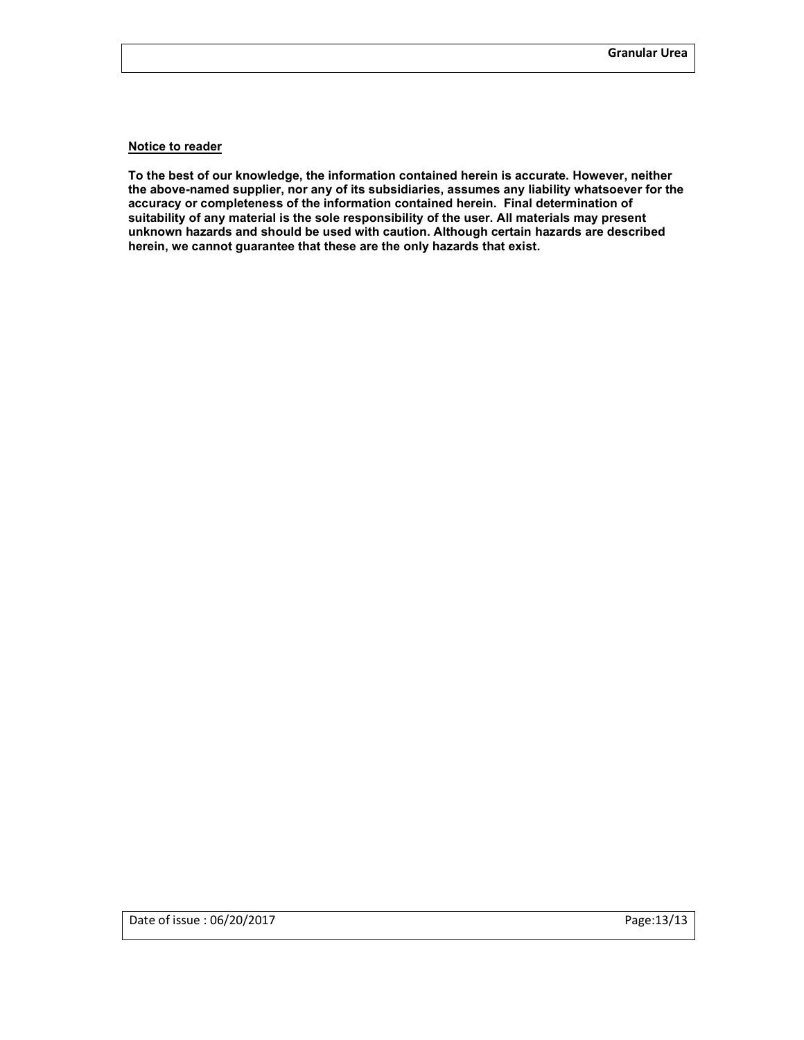**Notice to reader**

**To the best of our knowledge, the information contained herein is accurate. However, neither the above-named supplier, nor any of its subsidiaries, assumes any liability whatsoever for the accuracy or completeness of the information contained herein. Final determination of suitability of any material is the sole responsibility of the user. All materials may present unknown hazards and should be used with caution. Although certain hazards are described herein, we cannot guarantee that these are the only hazards that exist.**